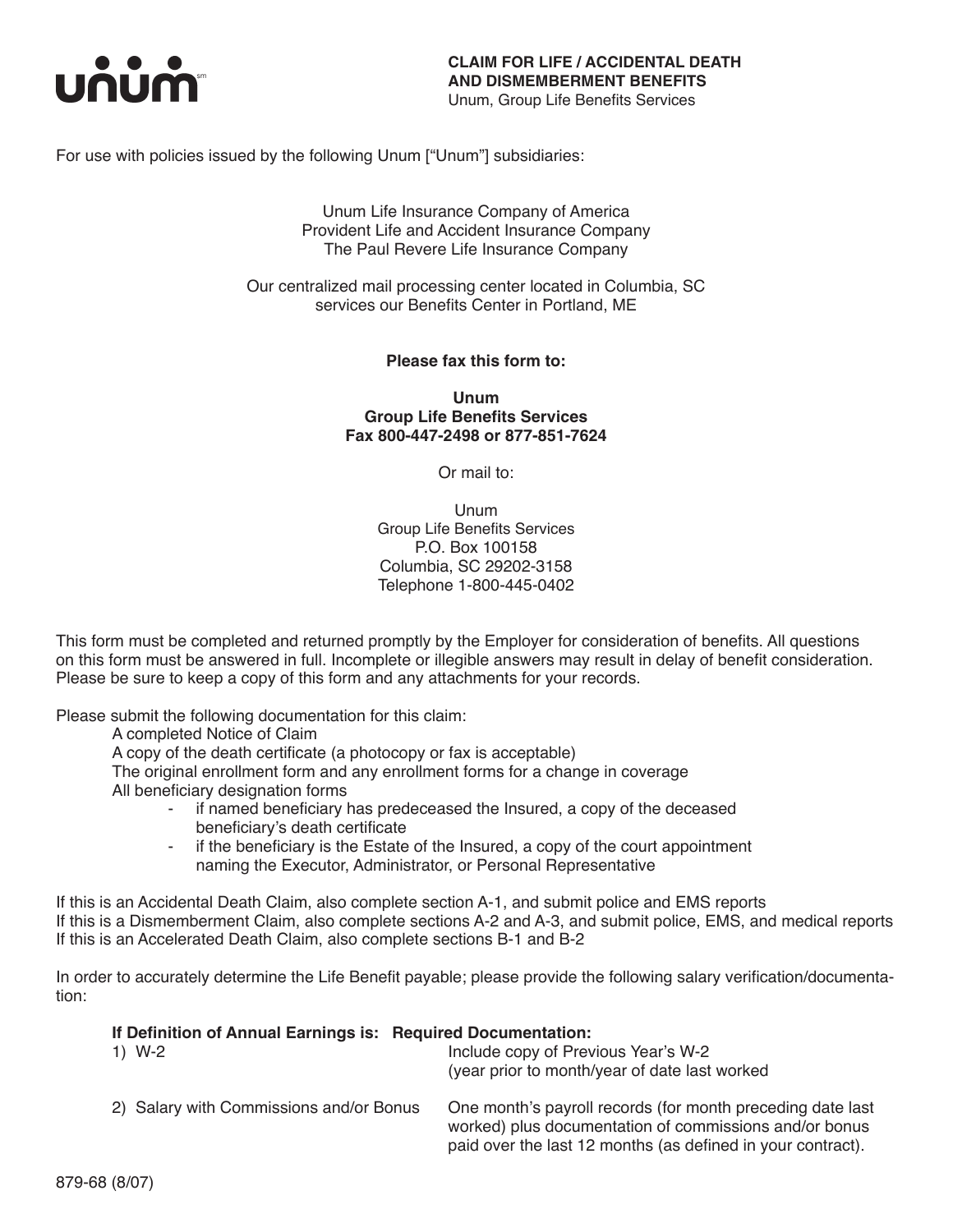unum[sm]

**CLAIM FOR LIFE / ACCIDENTAL DEATH AND DISMEMBERMENT BENEFITS**
Unum, Group Life Benefits Services

For use with policies issued by the following Unum ["Unum"] subsidiaries:

Unum Life Insurance Company of America
Provident Life and Accident Insurance Company
The Paul Revere Life Insurance Company

Our centralized mail processing center located in Columbia, SC
services our Benefits Center in Portland, ME

**Please fax this form to:**

**Unum**
**Group Life Benefits Services**
**Fax 800-447-2498 or 877-851-7624**

Or mail to:

Unum
Group Life Benefits Services
P.O. Box 100158
Columbia, SC 29202-3158
Telephone 1-800-445-0402

This form must be completed and returned promptly by the Employer for consideration of benefits. All questions on this form must be answered in full. Incomplete or illegible answers may result in delay of benefit consideration. Please be sure to keep a copy of this form and any attachments for your records.

Please submit the following documentation for this claim:

A completed Notice of Claim
A copy of the death certificate (a photocopy or fax is acceptable)
The original enrollment form and any enrollment forms for a change in coverage
All beneficiary designation forms

- if named beneficiary has predeceased the Insured, a copy of the deceased beneficiary's death certificate
- if the beneficiary is the Estate of the Insured, a copy of the court appointment naming the Executor, Administrator, or Personal Representative

If this is an Accidental Death Claim, also complete section A-1, and submit police and EMS reports
If this is a Dismemberment Claim, also complete sections A-2 and A-3, and submit police, EMS, and medical reports
If this is an Accelerated Death Claim, also complete sections B-1 and B-2

In order to accurately determine the Life Benefit payable; please provide the following salary verification/documentation:

| **If Definition of Annual Earnings is:** | **Required Documentation:** |
|---|---|
| 1) W-2 | Include copy of Previous Year's W-2 (year prior to month/year of date last worked |
| 2) Salary with Commissions and/or Bonus | One month's payroll records (for month preceding date last worked) plus documentation of commissions and/or bonus paid over the last 12 months (as defined in your contract). |

879-68 (8/07)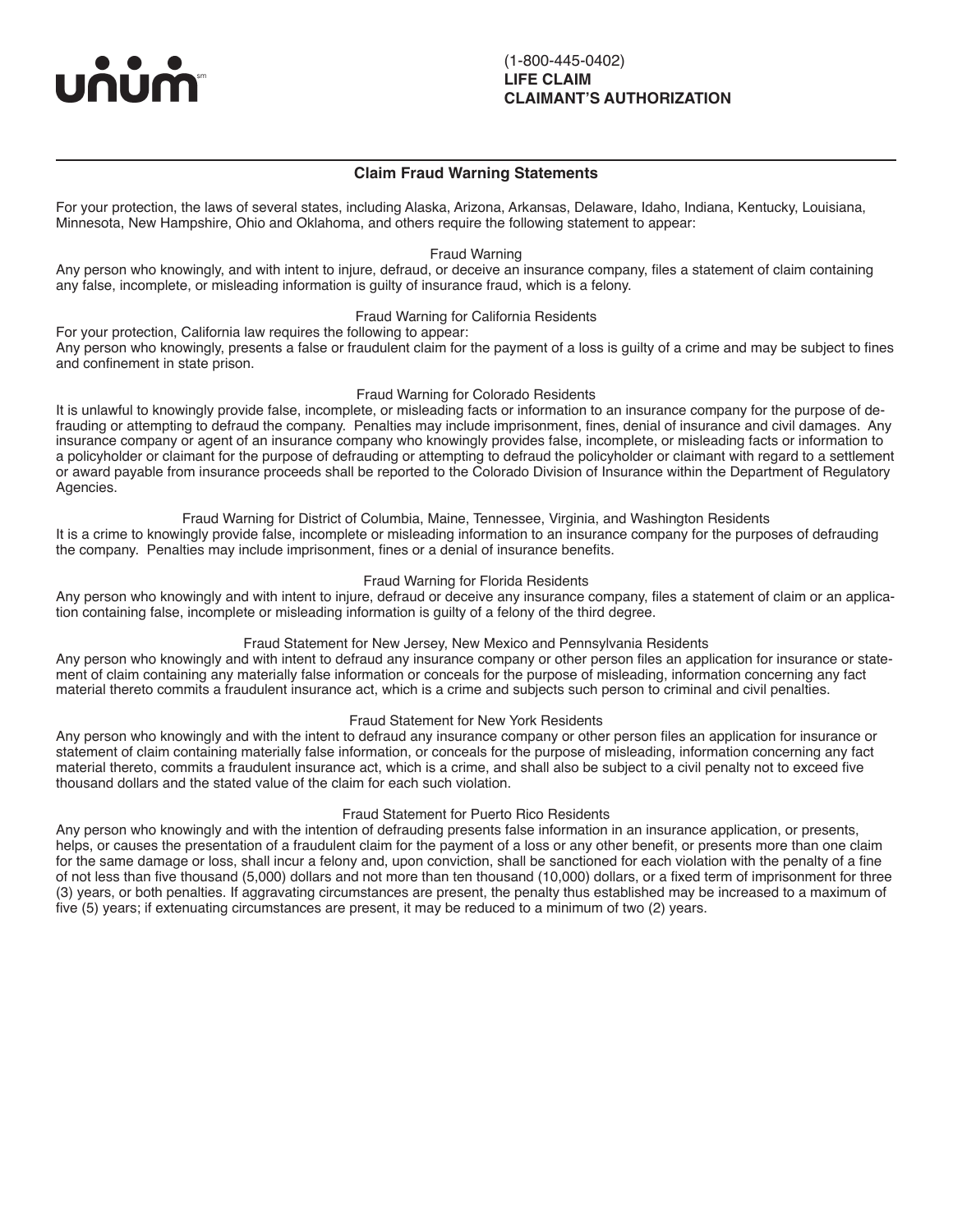unum[sm]

(1-800-445-0402)
**LIFE CLAIM**
**CLAIMANT'S AUTHORIZATION**

## Claim Fraud Warning Statements

For your protection, the laws of several states, including Alaska, Arizona, Arkansas, Delaware, Idaho, Indiana, Kentucky, Louisiana, Minnesota, New Hampshire, Ohio and Oklahoma, and others require the following statement to appear:

### Fraud Warning

Any person who knowingly, and with intent to injure, defraud, or deceive an insurance company, files a statement of claim containing any false, incomplete, or misleading information is guilty of insurance fraud, which is a felony.

### Fraud Warning for California Residents

For your protection, California law requires the following to appear:
Any person who knowingly, presents a false or fraudulent claim for the payment of a loss is guilty of a crime and may be subject to fines and confinement in state prison.

### Fraud Warning for Colorado Residents

It is unlawful to knowingly provide false, incomplete, or misleading facts or information to an insurance company for the purpose of defrauding or attempting to defraud the company. Penalties may include imprisonment, fines, denial of insurance and civil damages. Any insurance company or agent of an insurance company who knowingly provides false, incomplete, or misleading facts or information to a policyholder or claimant for the purpose of defrauding or attempting to defraud the policyholder or claimant with regard to a settlement or award payable from insurance proceeds shall be reported to the Colorado Division of Insurance within the Department of Regulatory Agencies.

### Fraud Warning for District of Columbia, Maine, Tennessee, Virginia, and Washington Residents

It is a crime to knowingly provide false, incomplete or misleading information to an insurance company for the purposes of defrauding the company. Penalties may include imprisonment, fines or a denial of insurance benefits.

### Fraud Warning for Florida Residents

Any person who knowingly and with intent to injure, defraud or deceive any insurance company, files a statement of claim or an application containing false, incomplete or misleading information is guilty of a felony of the third degree.

### Fraud Statement for New Jersey, New Mexico and Pennsylvania Residents

Any person who knowingly and with intent to defraud any insurance company or other person files an application for insurance or statement of claim containing any materially false information or conceals for the purpose of misleading, information concerning any fact material thereto commits a fraudulent insurance act, which is a crime and subjects such person to criminal and civil penalties.

### Fraud Statement for New York Residents

Any person who knowingly and with the intent to defraud any insurance company or other person files an application for insurance or statement of claim containing materially false information, or conceals for the purpose of misleading, information concerning any fact material thereto, commits a fraudulent insurance act, which is a crime, and shall also be subject to a civil penalty not to exceed five thousand dollars and the stated value of the claim for each such violation.

### Fraud Statement for Puerto Rico Residents

Any person who knowingly and with the intention of defrauding presents false information in an insurance application, or presents, helps, or causes the presentation of a fraudulent claim for the payment of a loss or any other benefit, or presents more than one claim for the same damage or loss, shall incur a felony and, upon conviction, shall be sanctioned for each violation with the penalty of a fine of not less than five thousand (5,000) dollars and not more than ten thousand (10,000) dollars, or a fixed term of imprisonment for three (3) years, or both penalties. If aggravating circumstances are present, the penalty thus established may be increased to a maximum of five (5) years; if extenuating circumstances are present, it may be reduced to a minimum of two (2) years.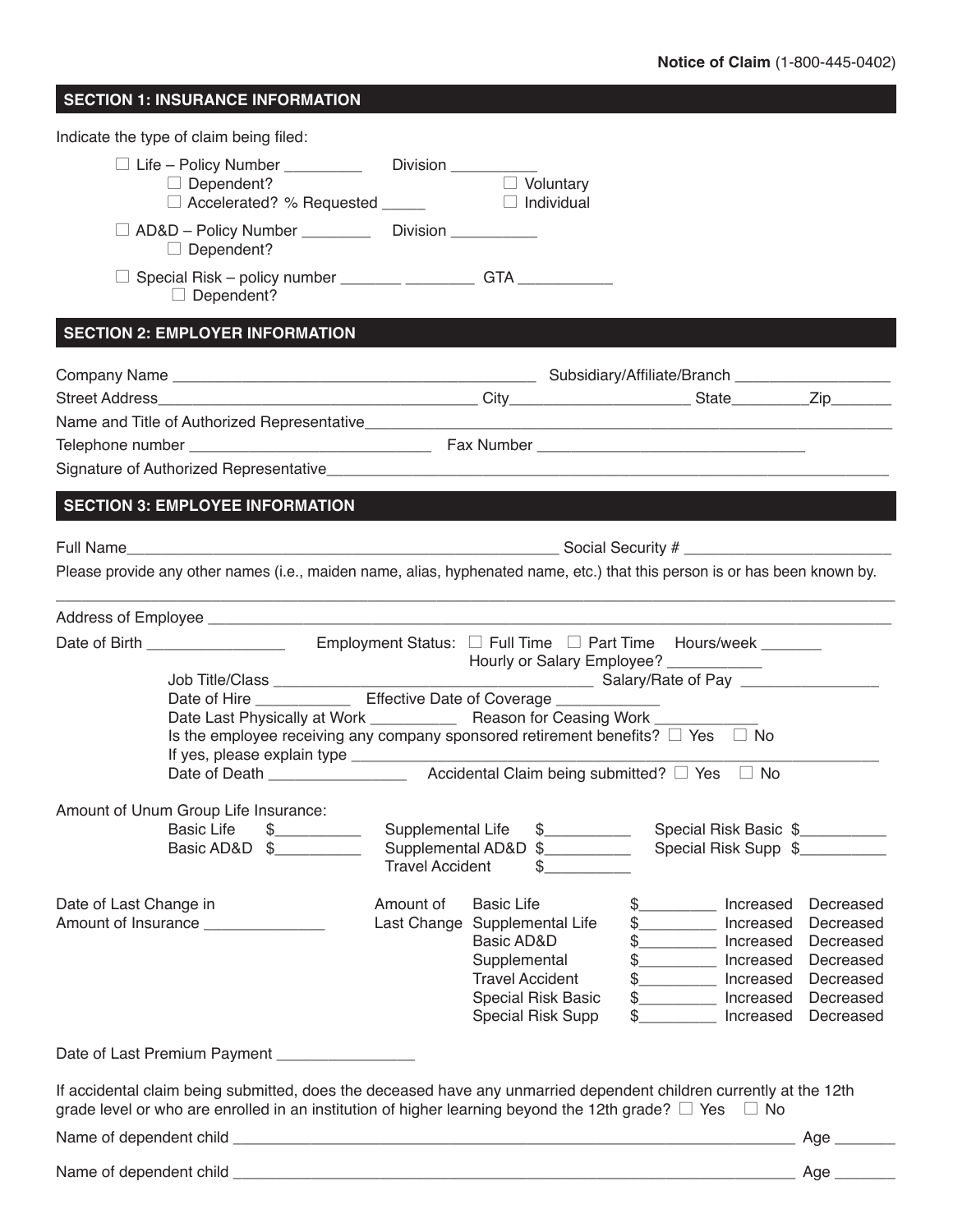**Notice of Claim** (1-800-445-0402)

## SECTION 1: INSURANCE INFORMATION

Indicate the type of claim being filed:

- ☐ Life – Policy Number _________ Division __________
  - ☐ Dependent?
  - ☐ Accelerated? % Requested _____
  - ☐ Voluntary
  - ☐ Individual
- ☐ AD&D – Policy Number ________ Division __________
  - ☐ Dependent?
- ☐ Special Risk – policy number _______ ________ GTA ___________
  - ☐ Dependent?

## SECTION 2: EMPLOYER INFORMATION

Company Name ___________________________________________ Subsidiary/Affiliate/Branch __________________

Street Address______________________________________ City_____________________ State_________Zip_______

Name and Title of Authorized Representative_______________________________________________________________

Telephone number ____________________________ Fax Number _______________________________

Signature of Authorized Representative___________________________________________________________________

## SECTION 3: EMPLOYEE INFORMATION

Full Name____________________________________________________ Social Security # ________________________

Please provide any other names (i.e., maiden name, alias, hyphenated name, etc.) that this person is or has been known by.

_____________________________________________________________________________________________________

Address of Employee _________________________________________________________________________________

Date of Birth ________________ Employment Status: ☐ Full Time ☐ Part Time Hours/week _______

Hourly or Salary Employee? ___________

Job Title/Class ______________________________________ Salary/Rate of Pay ________________

Date of Hire ___________ Effective Date of Coverage ____________

Date Last Physically at Work __________ Reason for Ceasing Work ____________

Is the employee receiving any company sponsored retirement benefits? ☐ Yes ☐ No

If yes, please explain type _______________________________________________________________

Date of Death ________________ Accidental Claim being submitted? ☐ Yes ☐ No

Amount of Unum Group Life Insurance:

| | | | | | |
|---|---|---|---|---|---|
| Basic Life | $__________ | Supplemental Life | $__________ | Special Risk Basic | $__________ |
| Basic AD&D | $__________ | Supplemental AD&D | $__________ | Special Risk Supp | $__________ |
| | | Travel Accident | $__________ | | |

Date of Last Change in Amount of Insurance ______________

Amount of Last Change:

| | | | |
|---|---|---|---|
| Basic Life | $_________ | Increased | Decreased |
| Supplemental Life | $_________ | Increased | Decreased |
| Basic AD&D | $_________ | Increased | Decreased |
| Supplemental | $_________ | Increased | Decreased |
| Travel Accident | $_________ | Increased | Decreased |
| Special Risk Basic | $_________ | Increased | Decreased |
| Special Risk Supp | $_________ | Increased | Decreased |

Date of Last Premium Payment ________________

If accidental claim being submitted, does the deceased have any unmarried dependent children currently at the 12th grade level or who are enrolled in an institution of higher learning beyond the 12th grade? ☐ Yes ☐ No

Name of dependent child ____________________________________________________________________ Age _______

Name of dependent child ____________________________________________________________________ Age _______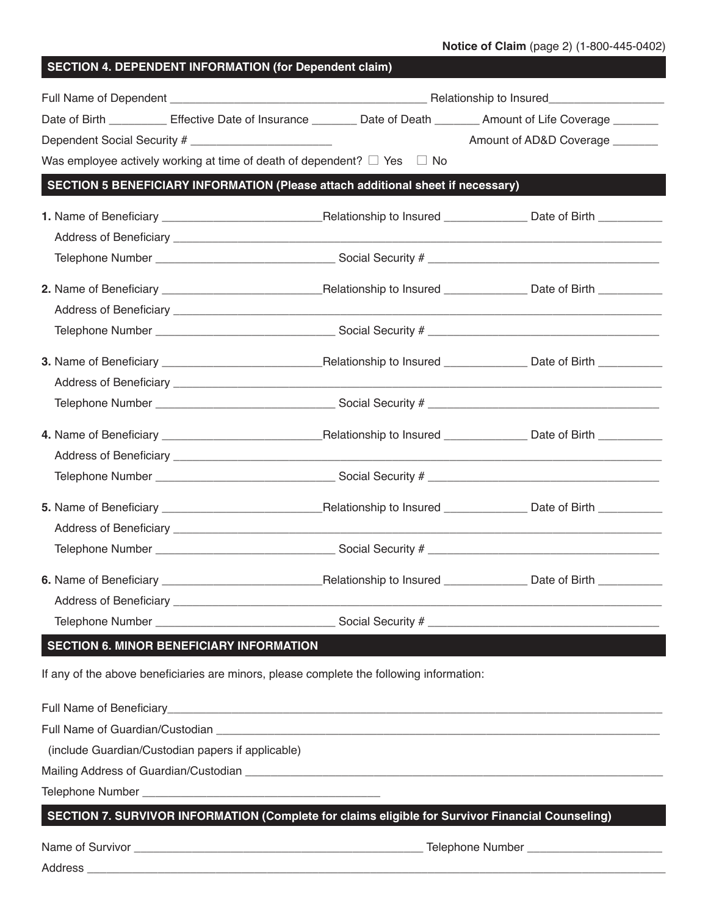Notice of Claim (page 2) (1-800-445-0402)

## SECTION 4. DEPENDENT INFORMATION (for Dependent claim)

Full Name of Dependent ________________________________________ Relationship to Insured__________________

Date of Birth _________ Effective Date of Insurance _______ Date of Death _______ Amount of Life Coverage _______

Dependent Social Security # ______________________ Amount of AD&D Coverage _______

Was employee actively working at time of death of dependent? ☐ Yes ☐ No

## SECTION 5 BENEFICIARY INFORMATION (Please attach additional sheet if necessary)

**1.** Name of Beneficiary ________________________Relationship to Insured _____________ Date of Birth __________

Address of Beneficiary ______________________________________________________________________________

Telephone Number ____________________________ Social Security # ____________________________________

**2.** Name of Beneficiary ________________________Relationship to Insured _____________ Date of Birth __________

Address of Beneficiary ______________________________________________________________________________

Telephone Number ____________________________ Social Security # ____________________________________

**3.** Name of Beneficiary ________________________Relationship to Insured _____________ Date of Birth __________

Address of Beneficiary ______________________________________________________________________________

Telephone Number ____________________________ Social Security # ____________________________________

**4.** Name of Beneficiary ________________________Relationship to Insured _____________ Date of Birth __________

Address of Beneficiary ______________________________________________________________________________

Telephone Number ____________________________ Social Security # ____________________________________

**5.** Name of Beneficiary ________________________Relationship to Insured _____________ Date of Birth __________

Address of Beneficiary ______________________________________________________________________________

Telephone Number ____________________________ Social Security # ____________________________________

**6.** Name of Beneficiary ________________________Relationship to Insured _____________ Date of Birth __________

Address of Beneficiary ______________________________________________________________________________

Telephone Number ____________________________ Social Security # ____________________________________

## SECTION 6. MINOR BENEFICIARY INFORMATION

If any of the above beneficiaries are minors, please complete the following information:

Full Name of Beneficiary______________________________________________________________________________

Full Name of Guardian/Custodian _______________________________________________________________________

(include Guardian/Custodian papers if applicable)

Mailing Address of Guardian/Custodian __________________________________________________________________

Telephone Number _____________________________________

## SECTION 7. SURVIVOR INFORMATION (Complete for claims eligible for Survivor Financial Counseling)

Name of Survivor ____________________________________________ Telephone Number _____________________

Address ____________________________________________________________________________________________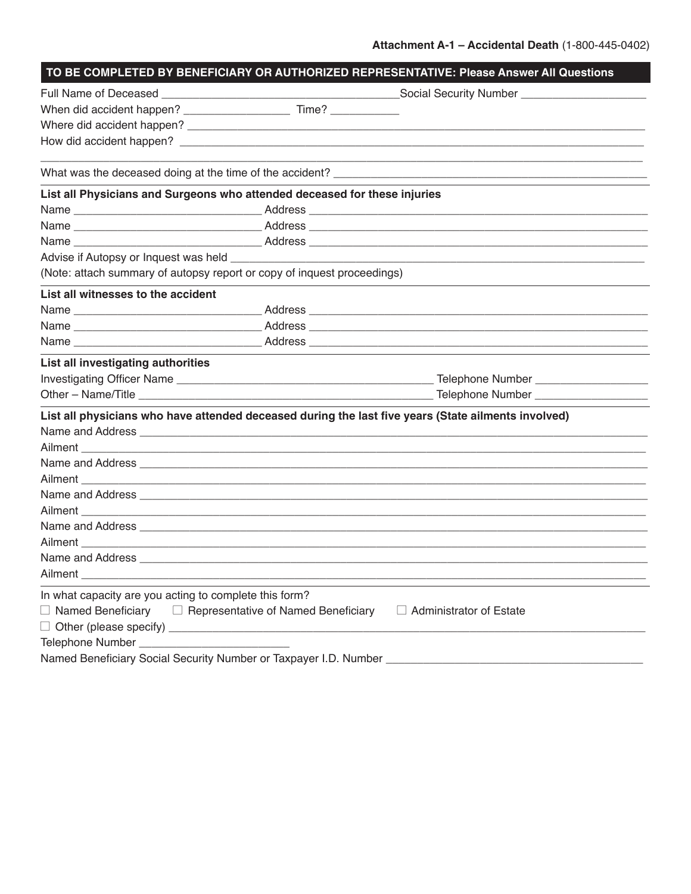**Attachment A-1 – Accidental Death** (1-800-445-0402)

## TO BE COMPLETED BY BENEFICIARY OR AUTHORIZED REPRESENTATIVE: Please Answer All Questions

Full Name of Deceased ______________________________ Social Security Number ____________________

When did accident happen? _________________ Time? ___________

Where did accident happen? ________________________________________________________________

How did accident happen? __________________________________________________________________

______________________________________________________________________________________

What was the deceased doing at the time of the accident? __________________________________________

**List all Physicians and Surgeons who attended deceased for these injuries**

Name ______________________________ Address ______________________________________________

Name ______________________________ Address ______________________________________________

Name ______________________________ Address ______________________________________________

Advise if Autopsy or Inquest was held ____________________________________________________________

(Note: attach summary of autopsy report or copy of inquest proceedings)

**List all witnesses to the accident**

Name ______________________________ Address ______________________________________________

Name ______________________________ Address ______________________________________________

Name ______________________________ Address ______________________________________________

**List all investigating authorities**

Investigating Officer Name ________________________________________ Telephone Number __________________

Other – Name/Title _______________________________________________ Telephone Number __________________

**List all physicians who have attended deceased during the last five years (State ailments involved)**

Name and Address ________________________________________________________________________

Ailment _________________________________________________________________________________

Name and Address ________________________________________________________________________

Ailment _________________________________________________________________________________

Name and Address ________________________________________________________________________

Ailment _________________________________________________________________________________

Name and Address ________________________________________________________________________

Ailment _________________________________________________________________________________

Name and Address ________________________________________________________________________

Ailment _________________________________________________________________________________

In what capacity are you acting to complete this form?

☐ Named Beneficiary ☐ Representative of Named Beneficiary ☐ Administrator of Estate

☐ Other (please specify) ____________________________________________________________________

Telephone Number ________________________

Named Beneficiary Social Security Number or Taxpayer I.D. Number __________________________________________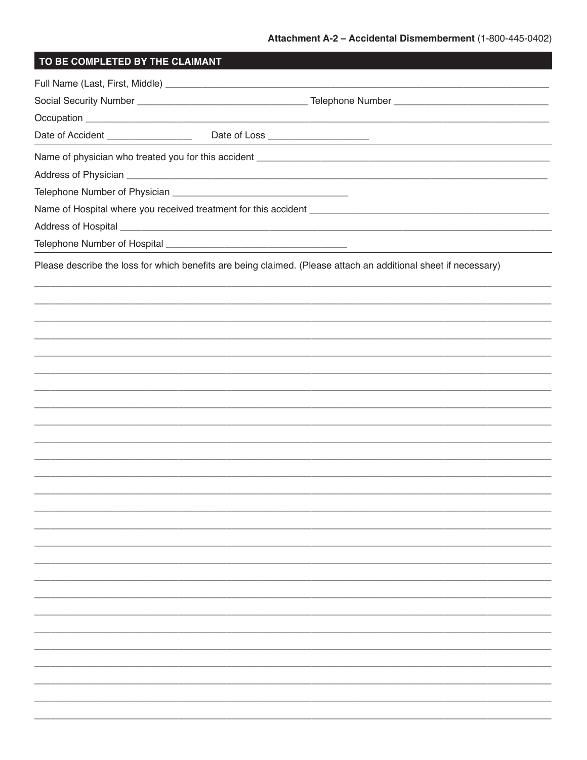**Attachment A-2 – Accidental Dismemberment** (1-800-445-0402)

## TO BE COMPLETED BY THE CLAIMANT

Full Name (Last, First, Middle) ____________________________________________

Social Security Number ______________________ Telephone Number ______________________

Occupation ____________________________________________

Date of Accident ______________ Date of Loss ________________

Name of physician who treated you for this accident ____________________________________________

Address of Physician ____________________________________________

Telephone Number of Physician ______________________

Name of Hospital where you received treatment for this accident ____________________________________________

Address of Hospital ____________________________________________

Telephone Number of Hospital ______________________

Please describe the loss for which benefits are being claimed. (Please attach an additional sheet if necessary)

____________________________________________

____________________________________________

____________________________________________

____________________________________________

____________________________________________

____________________________________________

____________________________________________

____________________________________________

____________________________________________

____________________________________________

____________________________________________

____________________________________________

____________________________________________

____________________________________________

____________________________________________

____________________________________________

____________________________________________

____________________________________________

____________________________________________

____________________________________________

____________________________________________

____________________________________________

____________________________________________

____________________________________________

____________________________________________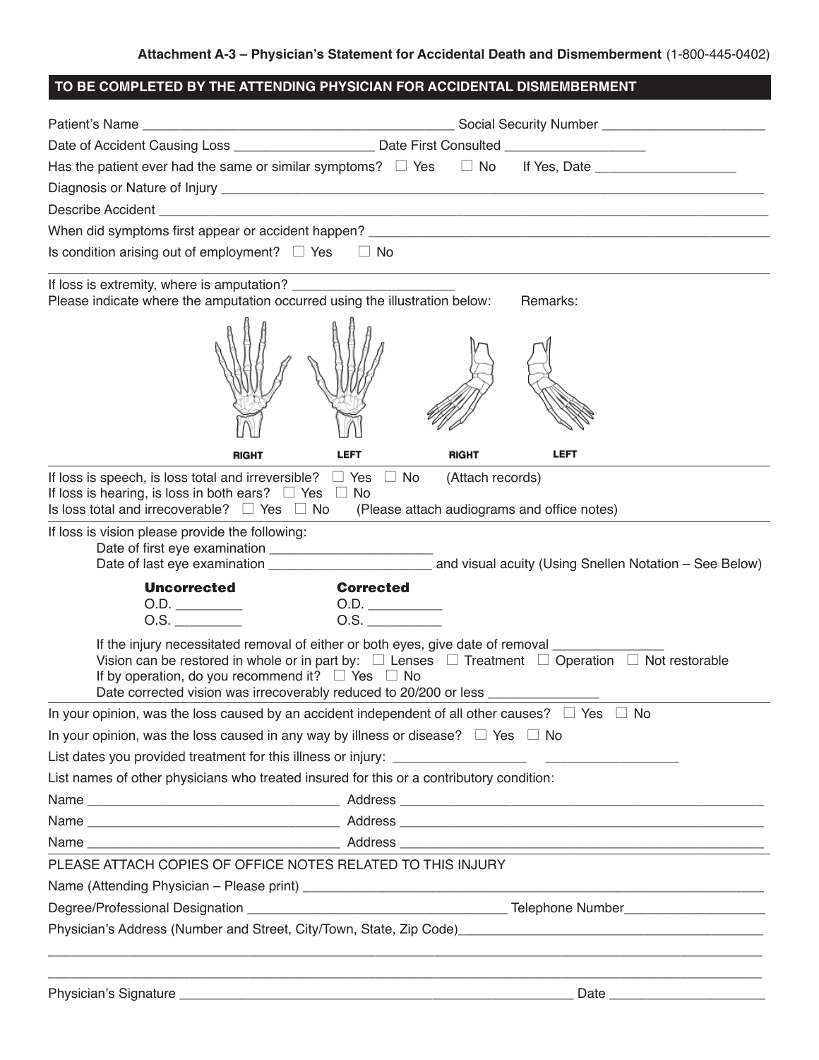**Attachment A-3 – Physician's Statement for Accidental Death and Dismemberment** (1-800-445-0402)

## TO BE COMPLETED BY THE ATTENDING PHYSICIAN FOR ACCIDENTAL DISMEMBERMENT

Patient's Name ________________________________________ Social Security Number ____________________

Date of Accident Causing Loss __________________ Date First Consulted __________________

Has the patient ever had the same or similar symptoms? ☐ Yes ☐ No If Yes, Date __________________

Diagnosis or Nature of Injury ________________________________________________________________

Describe Accident ______________________________________________________________________

When did symptoms first appear or accident happen? ____________________________________________

Is condition arising out of employment? ☐ Yes ☐ No

---

If loss is extremity, where is amputation? ____________________

Please indicate where the amputation occurred using the illustration below: Remarks:

RIGHT LEFT RIGHT LEFT

---

If loss is speech, is loss total and irreversible? ☐ Yes ☐ No (Attach records)

If loss is hearing, is loss in both ears? ☐ Yes ☐ No

Is loss total and irrecoverable? ☐ Yes ☐ No (Please attach audiograms and office notes)

---

If loss is vision please provide the following:

Date of first eye examination ____________________

Date of last eye examination ____________________ and visual acuity (Using Snellen Notation – See Below)

| **Uncorrected** | **Corrected** |
|---|---|
| O.D. _________ | O.D. __________ |
| O.S. _________ | O.S. __________ |

If the injury necessitated removal of either or both eyes, give date of removal ______________

Vision can be restored in whole or in part by: ☐ Lenses ☐ Treatment ☐ Operation ☐ Not restorable

If by operation, do you recommend it? ☐ Yes ☐ No

Date corrected vision was irrecoverably reduced to 20/200 or less ______________

---

In your opinion, was the loss caused by an accident independent of all other causes? ☐ Yes ☐ No

In your opinion, was the loss caused in any way by illness or disease? ☐ Yes ☐ No

List dates you provided treatment for this illness or injury: _________________ _________________

List names of other physicians who treated insured for this or a contributory condition:

Name ________________________________ Address ______________________________________________

Name ________________________________ Address ______________________________________________

Name ________________________________ Address ______________________________________________

---

PLEASE ATTACH COPIES OF OFFICE NOTES RELATED TO THIS INJURY

Name (Attending Physician – Please print) ____________________________________________________

Degree/Professional Designation ________________________________ Telephone Number__________________

Physician's Address (Number and Street, City/Town, State, Zip Code)______________________________________

______________________________________________________________________________________

______________________________________________________________________________________

Physician's Signature ____________________________________________________ Date ____________________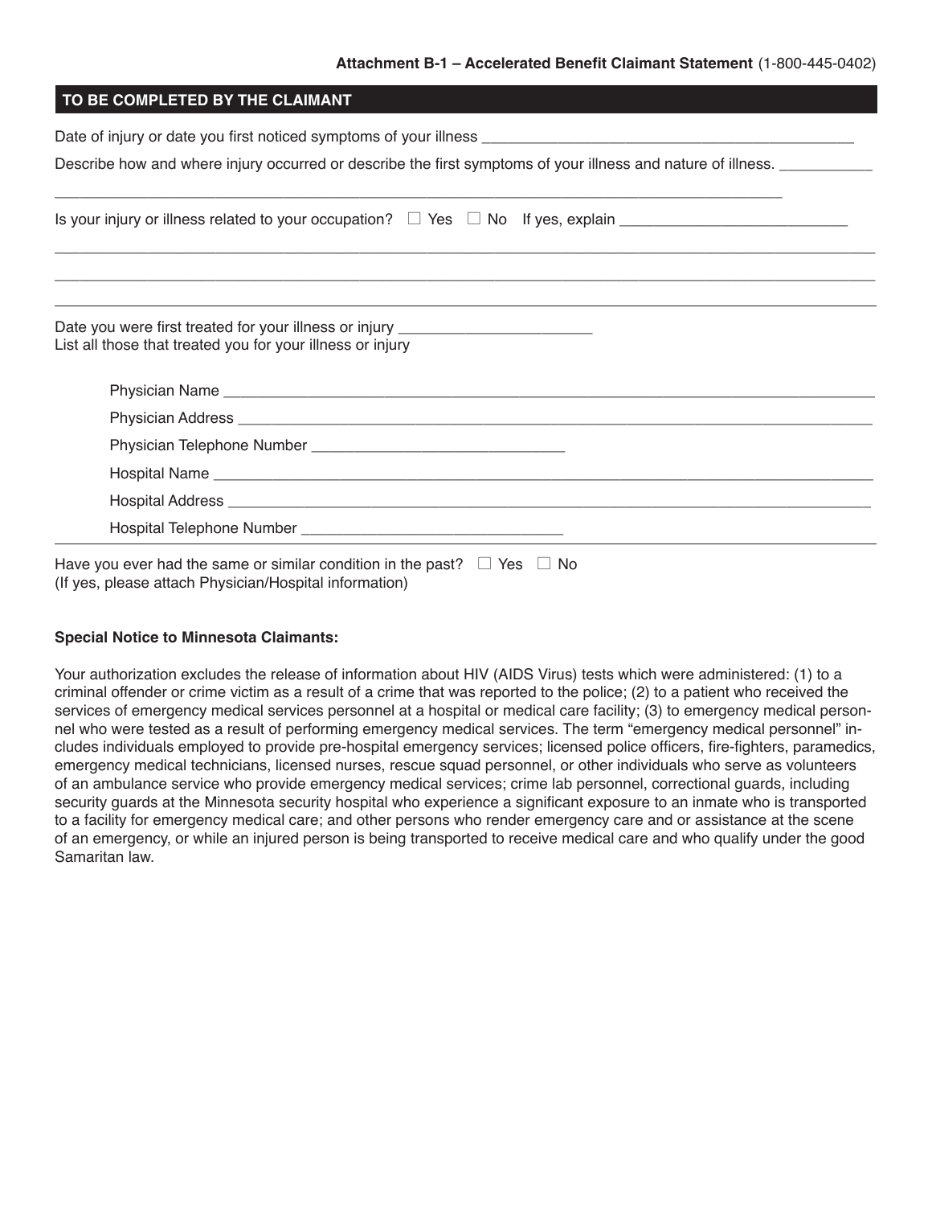**Attachment B-1 – Accelerated Benefit Claimant Statement** (1-800-445-0402)

## TO BE COMPLETED BY THE CLAIMANT

Date of injury or date you first noticed symptoms of your illness ______________________________

Describe how and where injury occurred or describe the first symptoms of your illness and nature of illness. ___________

______________________________________________________________________

Is your injury or illness related to your occupation? ☐ Yes ☐ No If yes, explain ___________________________

______________________________________________________________________

______________________________________________________________________

______________________________________________________________________

Date you were first treated for your illness or injury _______________________

List all those that treated you for your illness or injury

Physician Name ______________________________________________________________

Physician Address ____________________________________________________________

Physician Telephone Number ______________________________

Hospital Name _______________________________________________________________

Hospital Address _____________________________________________________________

Hospital Telephone Number ______________________________

Have you ever had the same or similar condition in the past? ☐ Yes ☐ No
(If yes, please attach Physician/Hospital information)

**Special Notice to Minnesota Claimants:**

Your authorization excludes the release of information about HIV (AIDS Virus) tests which were administered: (1) to a criminal offender or crime victim as a result of a crime that was reported to the police; (2) to a patient who received the services of emergency medical services personnel at a hospital or medical care facility; (3) to emergency medical personnel who were tested as a result of performing emergency medical services. The term "emergency medical personnel" includes individuals employed to provide pre-hospital emergency services; licensed police officers, fire-fighters, paramedics, emergency medical technicians, licensed nurses, rescue squad personnel, or other individuals who serve as volunteers of an ambulance service who provide emergency medical services; crime lab personnel, correctional guards, including security guards at the Minnesota security hospital who experience a significant exposure to an inmate who is transported to a facility for emergency medical care; and other persons who render emergency care and or assistance at the scene of an emergency, or while an injured person is being transported to receive medical care and who qualify under the good Samaritan law.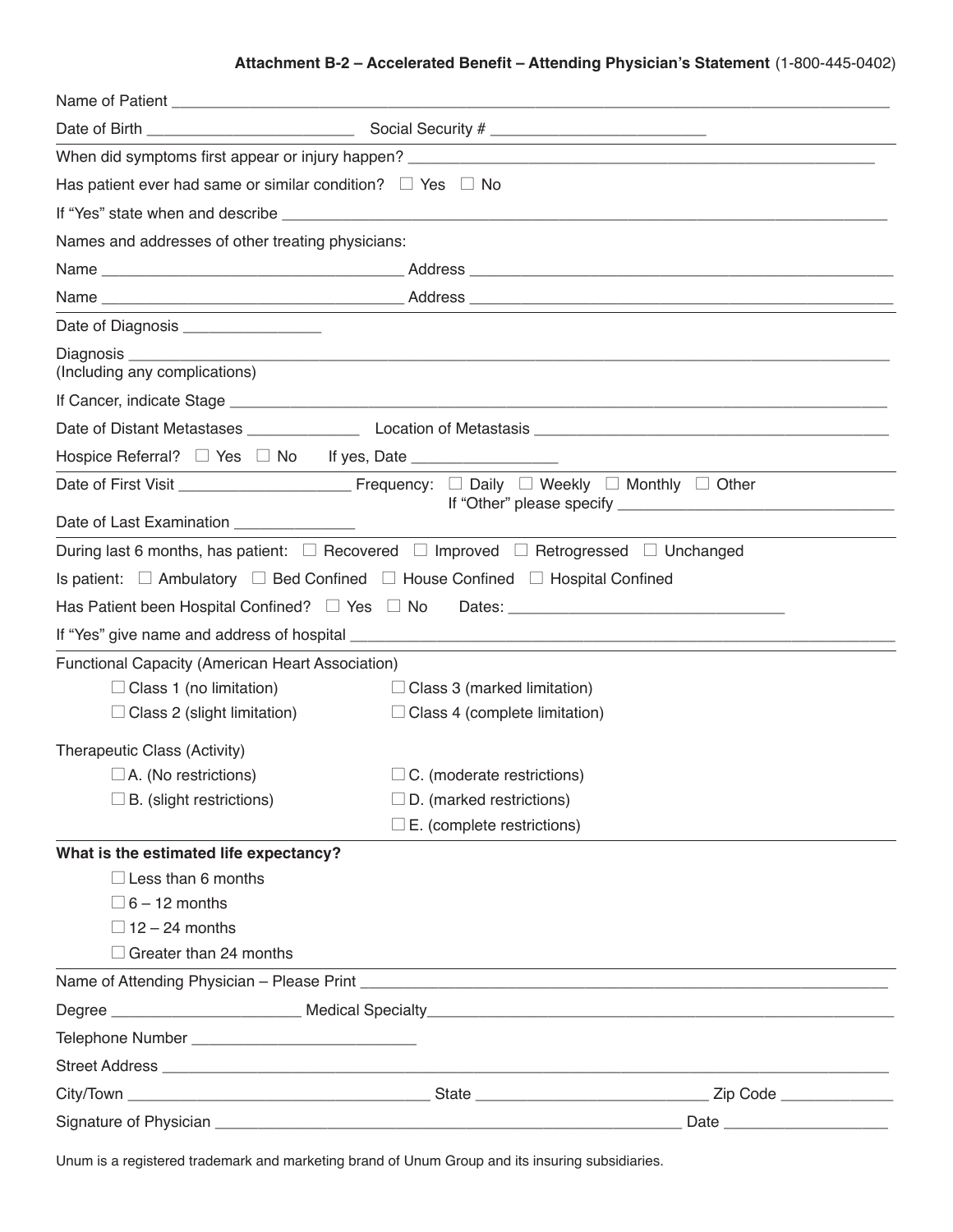**Attachment B-2 – Accelerated Benefit – Attending Physician's Statement** (1-800-445-0402)

Name of Patient ___________________________________________

Date of Birth ________________________ Social Security # ________________________

When did symptoms first appear or injury happen? ___________________________________________

Has patient ever had same or similar condition? ☐ Yes ☐ No

If "Yes" state when and describe ___________________________________________

Names and addresses of other treating physicians:

Name ________________________________ Address ________________________________

Name ________________________________ Address ________________________________

Date of Diagnosis ________________

Diagnosis ___________________________________________
(Including any complications)

If Cancer, indicate Stage ___________________________________________

Date of Distant Metastases _____________ Location of Metastasis ________________________________

Hospice Referral? ☐ Yes ☐ No If yes, Date _________________

Date of First Visit ____________________ Frequency: ☐ Daily ☐ Weekly ☐ Monthly ☐ Other
If "Other" please specify ________________________________

Date of Last Examination ______________

During last 6 months, has patient: ☐ Recovered ☐ Improved ☐ Retrogressed ☐ Unchanged

Is patient: ☐ Ambulatory ☐ Bed Confined ☐ House Confined ☐ Hospital Confined

Has Patient been Hospital Confined? ☐ Yes ☐ No Dates: ________________________________

If "Yes" give name and address of hospital ___________________________________________

Functional Capacity (American Heart Association)

- ☐ Class 1 (no limitation)
- ☐ Class 2 (slight limitation)
- ☐ Class 3 (marked limitation)
- ☐ Class 4 (complete limitation)

Therapeutic Class (Activity)

- ☐ A. (No restrictions)
- ☐ B. (slight restrictions)
- ☐ C. (moderate restrictions)
- ☐ D. (marked restrictions)
- ☐ E. (complete restrictions)

**What is the estimated life expectancy?**

- ☐ Less than 6 months
- ☐ 6 – 12 months
- ☐ 12 – 24 months
- ☐ Greater than 24 months

Name of Attending Physician – Please Print ___________________________________________

Degree ______________________ Medical Specialty___________________________________________

Telephone Number __________________________

Street Address ___________________________________________

City/Town ________________________________ State ___________________________ Zip Code _____________

Signature of Physician ________________________________________________ Date ___________________

Unum is a registered trademark and marketing brand of Unum Group and its insuring subsidiaries.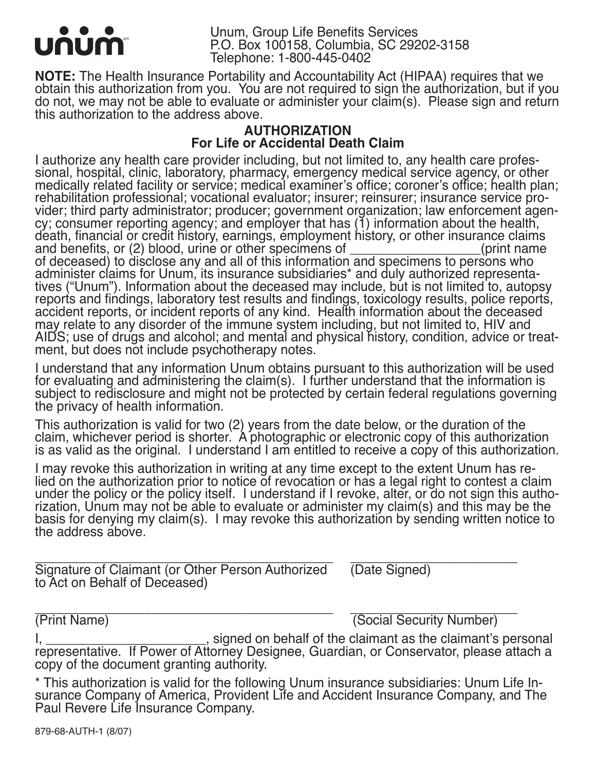unum[sm]

Unum, Group Life Benefits Services
P.O. Box 100158, Columbia, SC 29202-3158
Telephone: 1-800-445-0402

**NOTE:** The Health Insurance Portability and Accountability Act (HIPAA) requires that we obtain this authorization from you. You are not required to sign the authorization, but if you do not, we may not be able to evaluate or administer your claim(s). Please sign and return this authorization to the address above.

## AUTHORIZATION
## For Life or Accidental Death Claim

I authorize any health care provider including, but not limited to, any health care professional, hospital, clinic, laboratory, pharmacy, emergency medical service agency, or other medically related facility or service; medical examiner's office; coroner's office; health plan; rehabilitation professional; vocational evaluator; insurer; reinsurer; insurance service provider; third party administrator; producer; government organization; law enforcement agency; consumer reporting agency; and employer that has (1) information about the health, death, financial or credit history, earnings, employment history, or other insurance claims and benefits, or (2) blood, urine or other specimens of ___________________(print name of deceased) to disclose any and all of this information and specimens to persons who administer claims for Unum, its insurance subsidiaries* and duly authorized representatives ("Unum"). Information about the deceased may include, but is not limited to, autopsy reports and findings, laboratory test results and findings, toxicology results, police reports, accident reports, or incident reports of any kind. Health information about the deceased may relate to any disorder of the immune system including, but not limited to, HIV and AIDS; use of drugs and alcohol; and mental and physical history, condition, advice or treatment, but does not include psychotherapy notes.

I understand that any information Unum obtains pursuant to this authorization will be used for evaluating and administering the claim(s). I further understand that the information is subject to redisclosure and might not be protected by certain federal regulations governing the privacy of health information.

This authorization is valid for two (2) years from the date below, or the duration of the claim, whichever period is shorter. A photographic or electronic copy of this authorization is as valid as the original. I understand I am entitled to receive a copy of this authorization.

I may revoke this authorization in writing at any time except to the extent Unum has relied on the authorization prior to notice of revocation or has a legal right to contest a claim under the policy or the policy itself. I understand if I revoke, alter, or do not sign this authorization, Unum may not be able to evaluate or administer my claim(s) and this may be the basis for denying my claim(s). I may revoke this authorization by sending written notice to the address above.

_____________________________________________ _________________________
Signature of Claimant (or Other Person Authorized to Act on Behalf of Deceased) (Date Signed)

_____________________________________________ _________________________
(Print Name) (Social Security Number)

I, _______________________, signed on behalf of the claimant as the claimant's personal representative. If Power of Attorney Designee, Guardian, or Conservator, please attach a copy of the document granting authority.

* This authorization is valid for the following Unum insurance subsidiaries: Unum Life Insurance Company of America, Provident Life and Accident Insurance Company, and The Paul Revere Life Insurance Company.

879-68-AUTH-1 (8/07)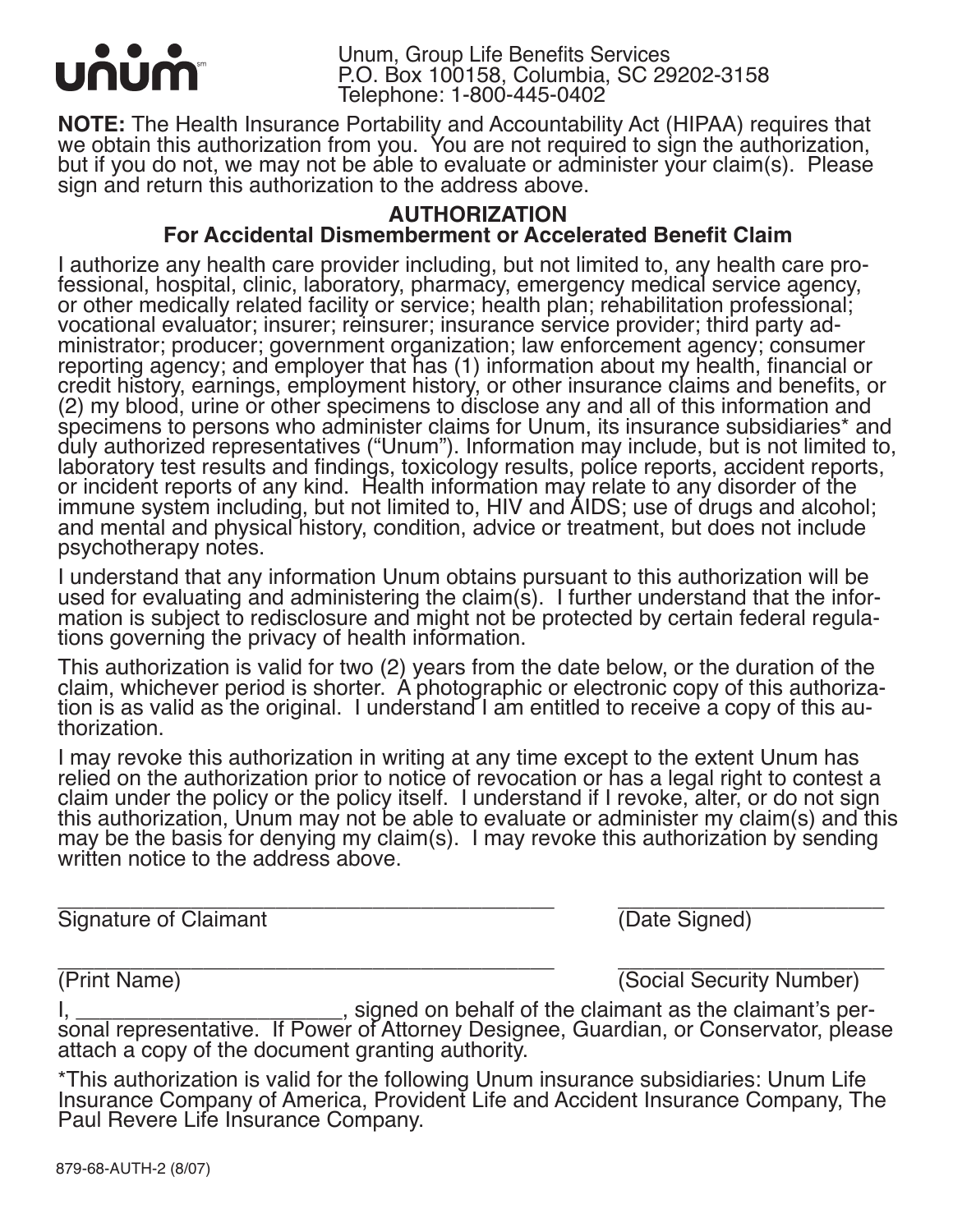unum

Unum, Group Life Benefits Services
P.O. Box 100158, Columbia, SC 29202-3158
Telephone: 1-800-445-0402

**NOTE:** The Health Insurance Portability and Accountability Act (HIPAA) requires that we obtain this authorization from you. You are not required to sign the authorization, but if you do not, we may not be able to evaluate or administer your claim(s). Please sign and return this authorization to the address above.

## AUTHORIZATION
### For Accidental Dismemberment or Accelerated Benefit Claim

I authorize any health care provider including, but not limited to, any health care professional, hospital, clinic, laboratory, pharmacy, emergency medical service agency, or other medically related facility or service; health plan; rehabilitation professional; vocational evaluator; insurer; reinsurer; insurance service provider; third party administrator; producer; government organization; law enforcement agency; consumer reporting agency; and employer that has (1) information about my health, financial or credit history, earnings, employment history, or other insurance claims and benefits, or (2) my blood, urine or other specimens to disclose any and all of this information and specimens to persons who administer claims for Unum, its insurance subsidiaries* and duly authorized representatives ("Unum"). Information may include, but is not limited to, laboratory test results and findings, toxicology results, police reports, accident reports, or incident reports of any kind. Health information may relate to any disorder of the immune system including, but not limited to, HIV and AIDS; use of drugs and alcohol; and mental and physical history, condition, advice or treatment, but does not include psychotherapy notes.

I understand that any information Unum obtains pursuant to this authorization will be used for evaluating and administering the claim(s). I further understand that the information is subject to redisclosure and might not be protected by certain federal regulations governing the privacy of health information.

This authorization is valid for two (2) years from the date below, or the duration of the claim, whichever period is shorter. A photographic or electronic copy of this authorization is as valid as the original. I understand I am entitled to receive a copy of this authorization.

I may revoke this authorization in writing at any time except to the extent Unum has relied on the authorization prior to notice of revocation or has a legal right to contest a claim under the policy or the policy itself. I understand if I revoke, alter, or do not sign this authorization, Unum may not be able to evaluate or administer my claim(s) and this may be the basis for denying my claim(s). I may revoke this authorization by sending written notice to the address above.

\_\_\_\_\_\_\_\_\_\_\_\_\_\_\_\_\_\_\_\_\_\_\_\_\_\_\_\_\_\_\_\_\_\_\_\_\_\_\_\_ \_\_\_\_\_\_\_\_\_\_\_\_\_\_\_\_\_\_\_\_\_\_
Signature of Claimant (Date Signed)

\_\_\_\_\_\_\_\_\_\_\_\_\_\_\_\_\_\_\_\_\_\_\_\_\_\_\_\_\_\_\_\_\_\_\_\_\_\_\_\_ \_\_\_\_\_\_\_\_\_\_\_\_\_\_\_\_\_\_\_\_\_\_
(Print Name) (Social Security Number)

I, \_\_\_\_\_\_\_\_\_\_\_\_\_\_\_\_\_\_\_\_\_\_, signed on behalf of the claimant as the claimant's personal representative. If Power of Attorney Designee, Guardian, or Conservator, please attach a copy of the document granting authority.

*This authorization is valid for the following Unum insurance subsidiaries: Unum Life Insurance Company of America, Provident Life and Accident Insurance Company, The Paul Revere Life Insurance Company.

879-68-AUTH-2 (8/07)